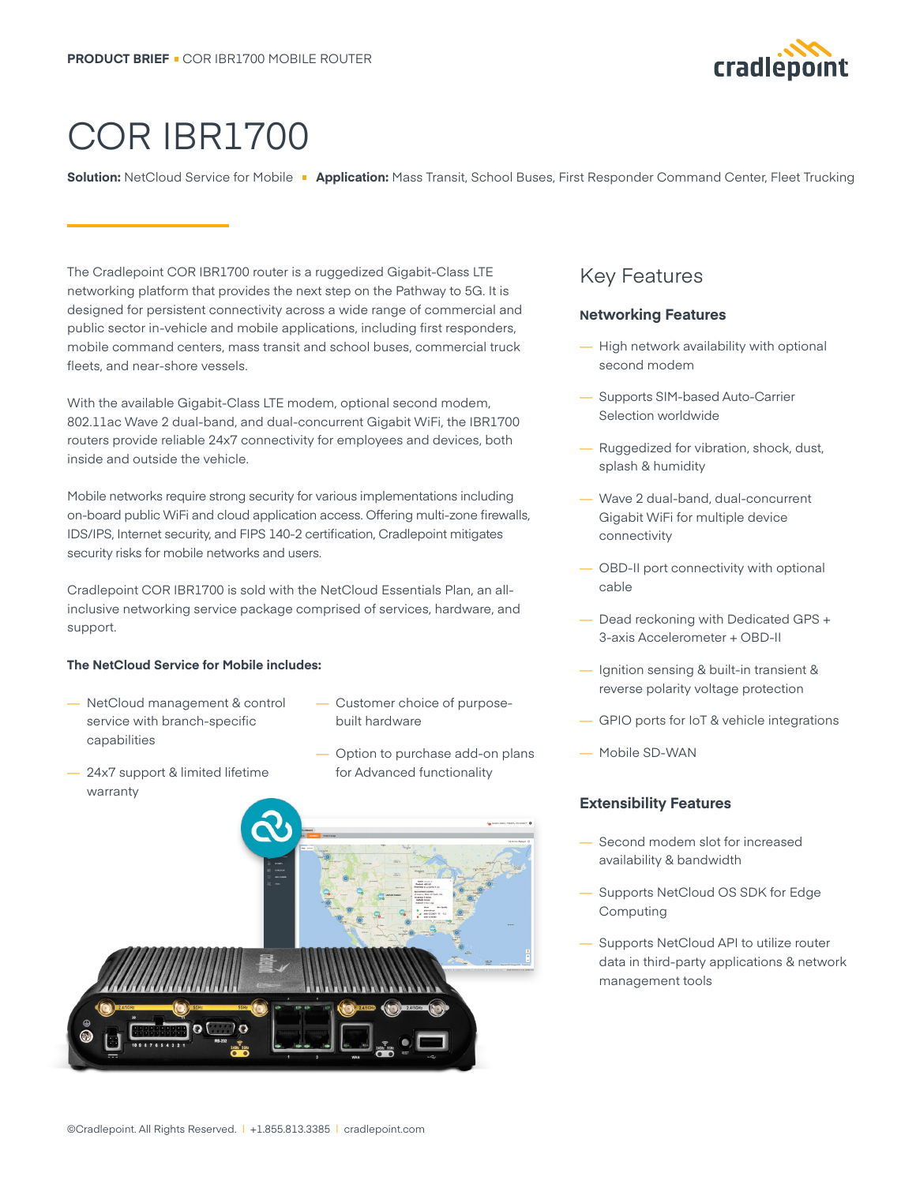PRODUCT BRIEF ▪ COR IBR1700 MOBILE ROUTER

# COR IBR1700

**Solution:** NetCloud Service for Mobile ▪ **Application:** Mass Transit, School Buses, First Responder Command Center, Fleet Trucking

The Cradlepoint COR IBR1700 router is a ruggedized Gigabit-Class LTE networking platform that provides the next step on the Pathway to 5G. It is designed for persistent connectivity across a wide range of commercial and public sector in-vehicle and mobile applications, including first responders, mobile command centers, mass transit and school buses, commercial truck fleets, and near-shore vessels.

With the available Gigabit-Class LTE modem, optional second modem, 802.11ac Wave 2 dual-band, and dual-concurrent Gigabit WiFi, the IBR1700 routers provide reliable 24x7 connectivity for employees and devices, both inside and outside the vehicle.

Mobile networks require strong security for various implementations including on-board public WiFi and cloud application access. Offering multi-zone firewalls, IDS/IPS, Internet security, and FIPS 140-2 certification, Cradlepoint mitigates security risks for mobile networks and users.

Cradlepoint COR IBR1700 is sold with the NetCloud Essentials Plan, an all-inclusive networking service package comprised of services, hardware, and support.

**The NetCloud Service for Mobile includes:**

- NetCloud management & control service with branch-specific capabilities
- 24x7 support & limited lifetime warranty
- Customer choice of purpose-built hardware
- Option to purchase add-on plans for Advanced functionality

## Key Features

### Networking Features

- High network availability with optional second modem
- Supports SIM-based Auto-Carrier Selection worldwide
- Ruggedized for vibration, shock, dust, splash & humidity
- Wave 2 dual-band, dual-concurrent Gigabit WiFi for multiple device connectivity
- OBD-II port connectivity with optional cable
- Dead reckoning with Dedicated GPS + 3-axis Accelerometer + OBD-II
- Ignition sensing & built-in transient & reverse polarity voltage protection
- GPIO ports for IoT & vehicle integrations
- Mobile SD-WAN

### Extensibility Features

- Second modem slot for increased availability & bandwidth
- Supports NetCloud OS SDK for Edge Computing
- Supports NetCloud API to utilize router data in third-party applications & network management tools

©Cradlepoint. All Rights Reserved. | +1.855.813.3385 | cradlepoint.com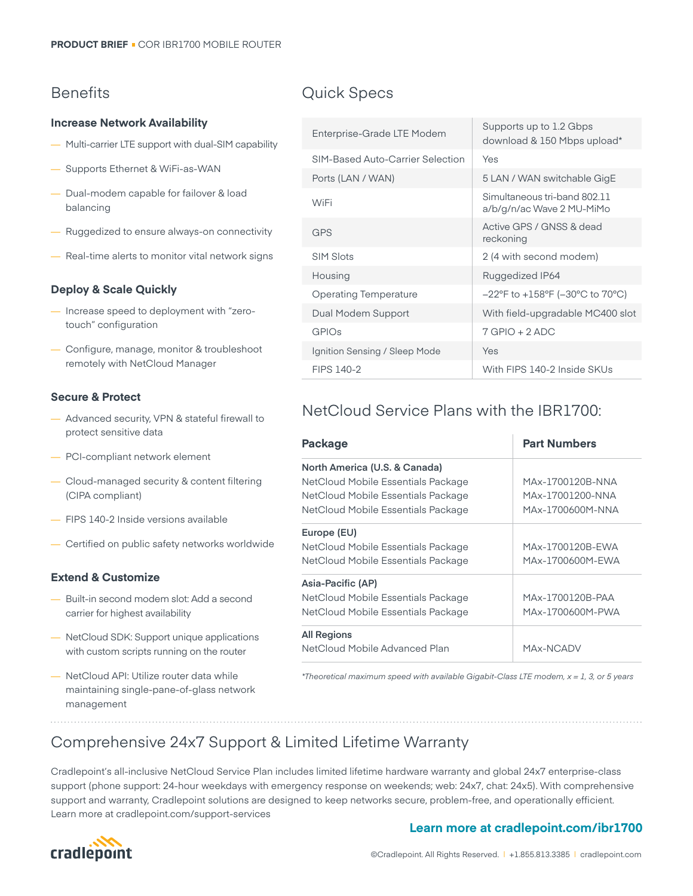## Benefits

### Increase Network Availability

- Multi-carrier LTE support with dual-SIM capability
- Supports Ethernet & WiFi-as-WAN
- Dual-modem capable for failover & load balancing
- Ruggedized to ensure always-on connectivity
- Real-time alerts to monitor vital network signs

### Deploy & Scale Quickly

- Increase speed to deployment with "zero-touch" configuration
- Configure, manage, monitor & troubleshoot remotely with NetCloud Manager

### Secure & Protect

- Advanced security, VPN & stateful firewall to protect sensitive data
- PCI-compliant network element
- Cloud-managed security & content filtering (CIPA compliant)
- FIPS 140-2 Inside versions available
- Certified on public safety networks worldwide

### Extend & Customize

- Built-in second modem slot: Add a second carrier for highest availability
- NetCloud SDK: Support unique applications with custom scripts running on the router
- NetCloud API: Utilize router data while maintaining single-pane-of-glass network management

## Quick Specs

| | |
|---|---|
| Enterprise-Grade LTE Modem | Supports up to 1.2 Gbps download & 150 Mbps upload* |
| SIM-Based Auto-Carrier Selection | Yes |
| Ports (LAN / WAN) | 5 LAN / WAN switchable GigE |
| WiFi | Simultaneous tri-band 802.11 a/b/g/n/ac Wave 2 MU-MiMo |
| GPS | Active GPS / GNSS & dead reckoning |
| SIM Slots | 2 (4 with second modem) |
| Housing | Ruggedized IP64 |
| Operating Temperature | −22°F to +158°F (−30°C to 70°C) |
| Dual Modem Support | With field-upgradable MC400 slot |
| GPIOs | 7 GPIO + 2 ADC |
| Ignition Sensing / Sleep Mode | Yes |
| FIPS 140-2 | With FIPS 140-2 Inside SKUs |

## NetCloud Service Plans with the IBR1700:

| Package | Part Numbers |
|---|---|
| **North America (U.S. & Canada)** | |
| NetCloud Mobile Essentials Package | MAx-1700120B-NNA |
| NetCloud Mobile Essentials Package | MAx-17001200-NNA |
| NetCloud Mobile Essentials Package | MAx-1700600M-NNA |
| **Europe (EU)** | |
| NetCloud Mobile Essentials Package | MAx-1700120B-EWA |
| NetCloud Mobile Essentials Package | MAx-1700600M-EWA |
| **Asia-Pacific (AP)** | |
| NetCloud Mobile Essentials Package | MAx-1700120B-PAA |
| NetCloud Mobile Essentials Package | MAx-1700600M-PWA |
| **All Regions** | |
| NetCloud Mobile Advanced Plan | MAx-NCADV |

*\*Theoretical maximum speed with available Gigabit-Class LTE modem, x = 1, 3, or 5 years*

## Comprehensive 24x7 Support & Limited Lifetime Warranty

Cradlepoint's all-inclusive NetCloud Service Plan includes limited lifetime hardware warranty and global 24x7 enterprise-class support (phone support: 24-hour weekdays with emergency response on weekends; web: 24x7, chat: 24x5). With comprehensive support and warranty, Cradlepoint solutions are designed to keep networks secure, problem-free, and operationally efficient. Learn more at cradlepoint.com/support-services

**Learn more at cradlepoint.com/ibr1700**

cradlepoint

©Cradlepoint. All Rights Reserved. | +1.855.813.3385 | cradlepoint.com